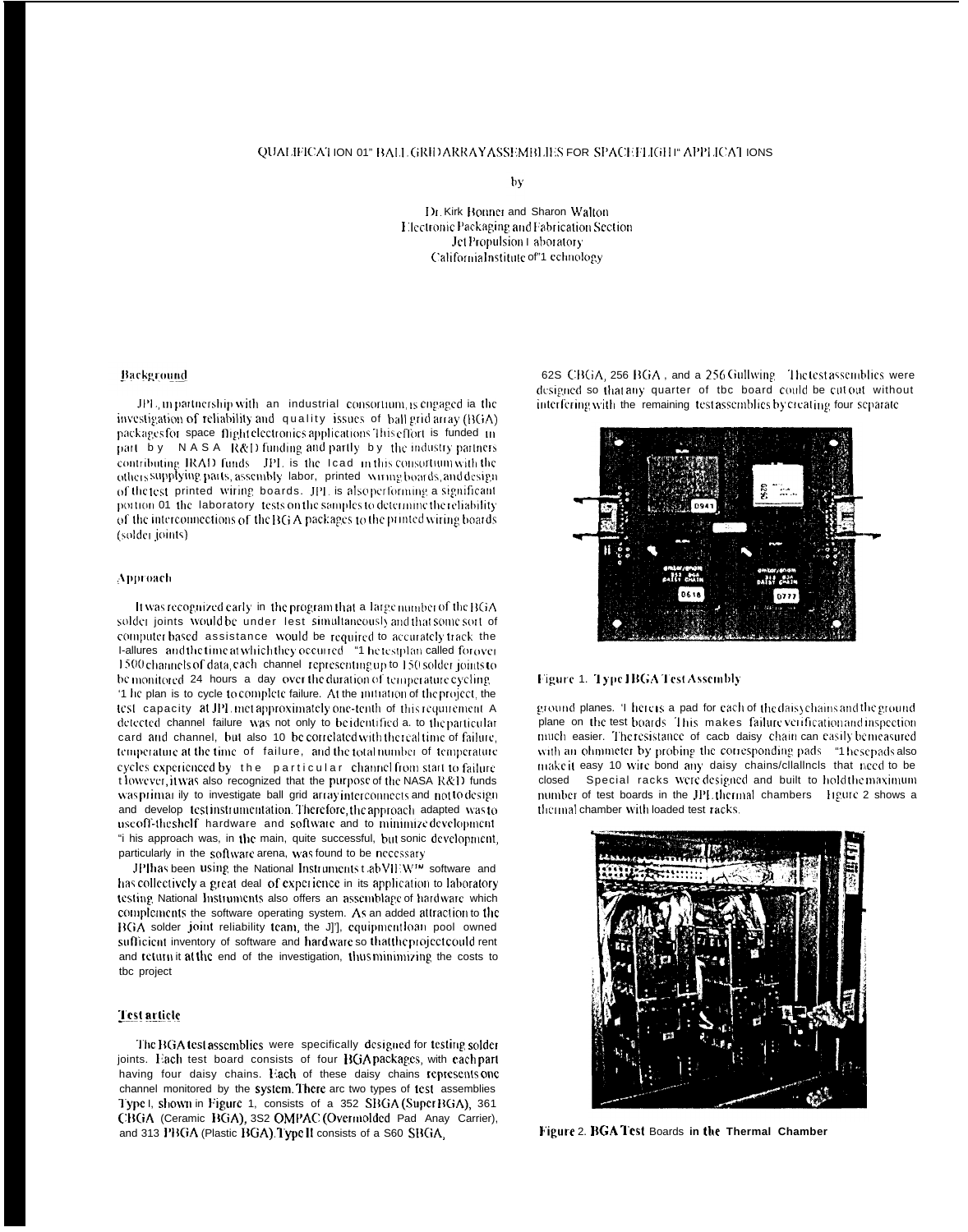# QUALIFICATION OF BALL GRID ARRAY ASSEMBLIES FOR SPACEFLIGHT APPLICATIONS

by

Dr. Kirk Bonner and Sharon Walton
Electronic Packaging and Fabrication Section
Jet Propulsion Laboratory
California Institute of Technology

## Background

JPL, in partnership with an industrial consortium, is engaged in the investigation of reliability and quality issues of ball grid array (BGA) packages for space flight electronics applications. This effort is funded in part by NASA R&D funding and partly by the industry partners contributing IRAD funds. JPL is the lead in this consortium with the others supplying parts, assembly labor, printed wiring boards, and design of the test printed wiring boards. JPL is also performing a significant portion of the laboratory tests on the samples to determine the reliability of the interconnections of the BGA packages to the printed wiring boards (solder joints).

## Approach

It was recognized early in the program that a large number of the BGA solder joints would be under test simultaneously and that some sort of computer based assistance would be required to accurately track the failures and the time at which they occurred. The test plan called for over 1500 channels of data, each channel representing up to 150 solder joints to be monitored 24 hours a day over the duration of temperature cycling. The plan is to cycle to complete failure. At the initiation of the project, the test capacity at JPL met approximately one-tenth of this requirement. A detected channel failure was not only to be identified a. to the particular card and channel, but also to be correlated with the real time of failure, temperature at the time of failure, and the total number of temperature cycles experienced by the particular channel from start to failure. However, it was also recognized that the purpose of the NASA R&D funds was primarily to investigate ball grid array interconnects and not to design and develop test instrumentation. Therefore, the approach adapted was to use off-the-shelf hardware and software and to minimize development. This approach was, in the main, quite successful, but some development, particularly in the software arena, was found to be necessary.

JPL has been using the National Instruments LabVIEW™ software and has collectively a great deal of experience in its application to laboratory testing. National Instruments also offers an assemblage of hardware which complements the software operating system. As an added attraction to the BGA solder joint reliability team, the JPL equipment loan pool owned sufficient inventory of software and hardware so that the project could rent and return it at the end of the investigation, thus minimizing the costs to the project.

## Test article

The BGA test assemblies were specifically designed for testing solder joints. Each test board consists of four BGA packages, with each part having four daisy chains. Each of these daisy chains represents one channel monitored by the system. There are two types of test assemblies. Type I, shown in Figure 1, consists of a 352 SBGA (Super BGA), 361 CBGA (Ceramic BGA), 352 OMPAC (Overmolded Pad Array Carrier), and 313 PBGA (Plastic BGA). Type II consists of a 560 SBGA, 625 CBGA, 256 BGA, and a 256 Gullwing. The test assemblies were designed so that any quarter of the board could be cut out without interfering with the remaining test assemblies by creating four separate

Figure 1. Type I BGA Test Assembly

ground planes. There is a pad for each of the daisy chains and the ground plane on the test boards. This makes failure verification and inspection much easier. The resistance of each daisy chain can easily be measured with an ohmmeter by probing the corresponding pads. These pads also make it easy to wire bond any daisy chains/channels that need to be closed. Special racks were designed and built to hold the maximum number of test boards in the JPL thermal chambers. Figure 2 shows a thermal chamber with loaded test racks.

Figure 2. BGA Test Boards in the Thermal Chamber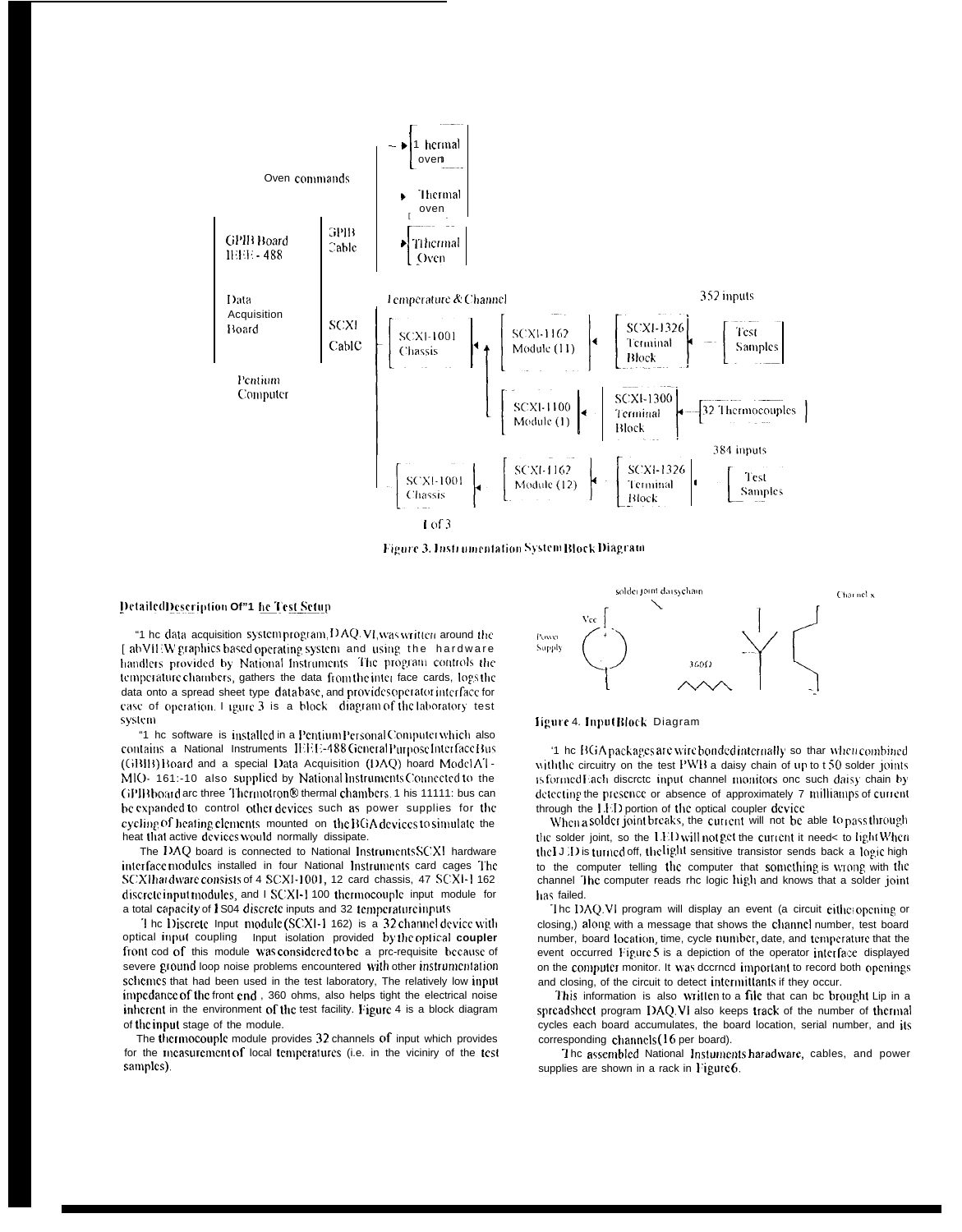Figure 3. Instrumentation System Block Diagram

## Detailed Description Of The Test Setup

The data acquisition system program, DAQ.VI, was written around the LabVIEW graphics based operating system and using the hardware handlers provided by National Instruments. The program controls the temperature chambers, gathers the data from the interface cards, logs the data onto a spread sheet type database, and provides operator interface for ease of operation. Figure 3 is a block diagram of the laboratory test system.

The software is installed in a Pentium Personal Computer which also contains a National Instruments IEEE-488 General Purpose Interface Bus (GPIB) Board and a special Data Acquisition (DAQ) board Model AT-MIO-16E-10 also supplied by National Instruments Connected to the GPIB board are three Thermotron® thermal chambers. This bus can be expanded to control other devices such as power supplies for the cycling of heating elements mounted on the BGA devices to simulate the heat that active devices would normally dissipate.

The DAQ board is connected to National Instruments SCXI hardware interface modules installed in four National Instruments card cages. The SCXI hardware consists of 4 SCXI-1001, 12 card chassis, 47 SCXI-1162 discrete input modules, and 1 SCXI-1100 thermocouple input module for a total capacity of 1504 discrete inputs and 32 temperature inputs.

The Discrete Input module (SCXI-1162) is a 32 channel device with optical input coupling. Input isolation provided by the optical coupler front end of this module was considered to be a pre-requisite because of severe ground loop noise problems encountered with other instrumentation schemes that had been used in the test laboratory. The relatively low input impedance of the front end, 360 ohms, also helps tight the electrical noise inherent in the environment of the test facility. Figure 4 is a block diagram of the input stage of the module.

The thermocouple module provides 32 channels of input which provides for the measurement of local temperatures (i.e. in the viciniry of the test samples).

Figure 4. Input Block Diagram

The BGA packages are wire bonded internally so that when combined with the circuitry on the test PWB a daisy chain of up to 150 solder joints is formed. Each discrete input channel monitors one such daisy chain by detecting the presence or absence of approximately 7 milliamps of current through the LED portion of the optical coupler device.

When a solder joint breaks, the current will not be able to pass through the solder joint, so the LED will not get the current it needs to light. When the LED is turned off, the light sensitive transistor sends back a logic high to the computer telling the computer that something is wrong with the channel. The computer reads the logic high and knows that a solder joint has failed.

The DAQ.VI program will display an event (a circuit either opening or closing,) along with a message that shows the channel number, test board number, board location, time, cycle number, date, and temperature that the event occurred. Figure 5 is a depiction of the operator interface displayed on the computer monitor. It was deemed important to record both openings and closing, of the circuit to detect intermittants if they occur.

This information is also written to a file that can be brought up in a spreadsheet program. DAQ.VI also keeps track of the number of thermal cycles each board accumulates, the board location, serial number, and its corresponding channels (16 per board).

The assembled National Instuments haradware, cables, and power supplies are shown in a rack in Figure 6.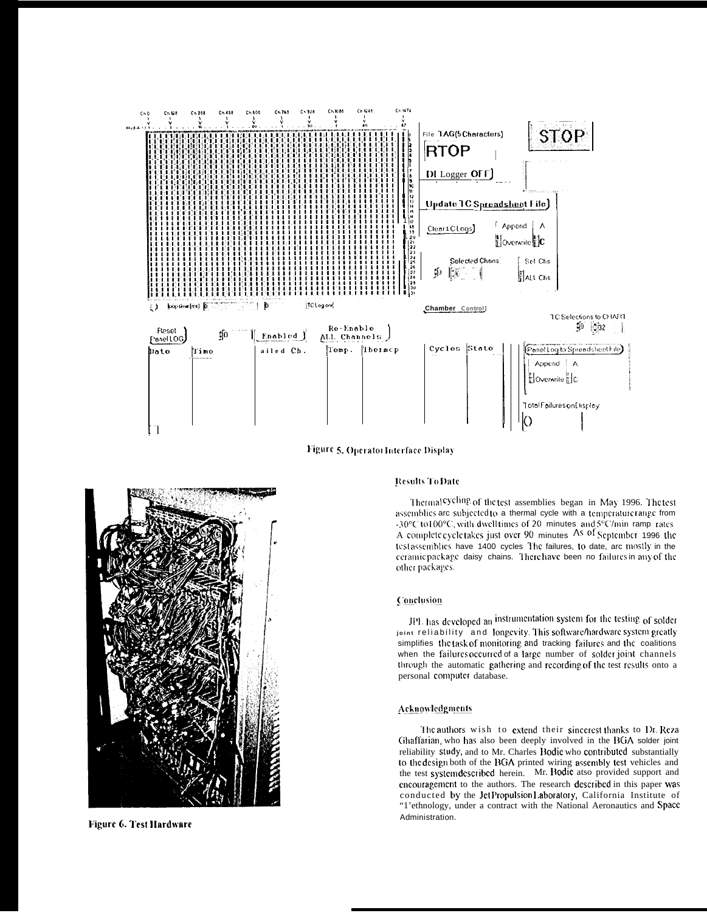Figure 5. Operator Interface Display

Figure 6. Test Hardware

## Results To Date

Thermal cycling of the test assemblies began in May 1996. The test assemblies are subjected to a thermal cycle with a temperature range from -30°C to 100°C, with dwell times of 20 minutes and 5°C/min ramp rates. A complete cycle takes just over 90 minutes. As of September 1996 the test assemblies have 1400 cycles. The failures, to date, are mostly in the ceramic package daisy chains. There have been no failures in any of the other packages.

## Conclusion

JPL has developed an instrumentation system for the testing of solder joint reliability and longevity. This software/hardware system greatly simplifies the task of monitoring and tracking failures and the coalitions when the failures occurred of a large number of solder joint channels through the automatic gathering and recording of the test results onto a personal computer database.

## Acknowledgments

The authors wish to extend their sincerest thanks to Dr. Reza Ghaffarian, who has also been deeply involved in the BGA solder joint reliability study, and to Mr. Charles Bodie who contributed substantially to the design both of the BGA printed wiring assembly test vehicles and the test system described herein. Mr. Bodie also provided support and encouragement to the authors. The research described in this paper was conducted by the Jet Propulsion Laboratory, California Institute of "1'ethnology, under a contract with the National Aeronautics and Space Administration.